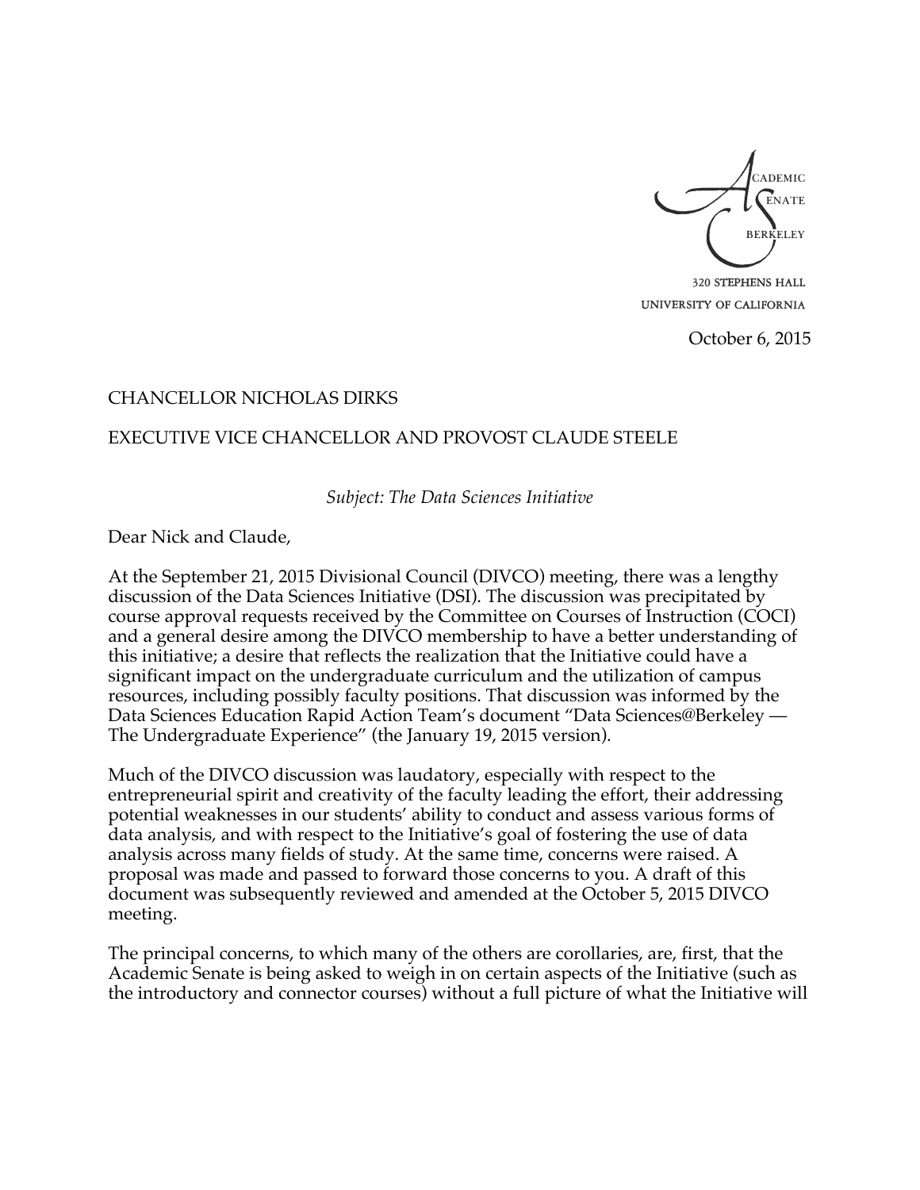ACADEMIC SENATE
BERKELEY
320 STEPHENS HALL
UNIVERSITY OF CALIFORNIA

October 6, 2015

CHANCELLOR NICHOLAS DIRKS

EXECUTIVE VICE CHANCELLOR AND PROVOST CLAUDE STEELE

*Subject: The Data Sciences Initiative*

Dear Nick and Claude,

At the September 21, 2015 Divisional Council (DIVCO) meeting, there was a lengthy discussion of the Data Sciences Initiative (DSI). The discussion was precipitated by course approval requests received by the Committee on Courses of Instruction (COCI) and a general desire among the DIVCO membership to have a better understanding of this initiative; a desire that reflects the realization that the Initiative could have a significant impact on the undergraduate curriculum and the utilization of campus resources, including possibly faculty positions. That discussion was informed by the Data Sciences Education Rapid Action Team's document "Data Sciences@Berkeley — The Undergraduate Experience" (the January 19, 2015 version).

Much of the DIVCO discussion was laudatory, especially with respect to the entrepreneurial spirit and creativity of the faculty leading the effort, their addressing potential weaknesses in our students' ability to conduct and assess various forms of data analysis, and with respect to the Initiative's goal of fostering the use of data analysis across many fields of study. At the same time, concerns were raised. A proposal was made and passed to forward those concerns to you. A draft of this document was subsequently reviewed and amended at the October 5, 2015 DIVCO meeting.

The principal concerns, to which many of the others are corollaries, are, first, that the Academic Senate is being asked to weigh in on certain aspects of the Initiative (such as the introductory and connector courses) without a full picture of what the Initiative will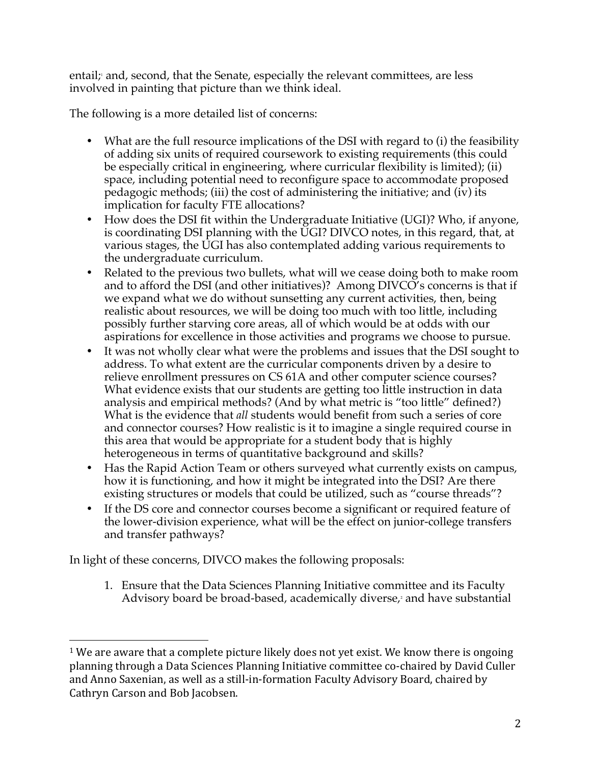entail;[1] and, second, that the Senate, especially the relevant committees, are less involved in painting that picture than we think ideal.

The following is a more detailed list of concerns:

- What are the full resource implications of the DSI with regard to (i) the feasibility of adding six units of required coursework to existing requirements (this could be especially critical in engineering, where curricular flexibility is limited); (ii) space, including potential need to reconfigure space to accommodate proposed pedagogic methods; (iii) the cost of administering the initiative; and (iv) its implication for faculty FTE allocations?
- How does the DSI fit within the Undergraduate Initiative (UGI)? Who, if anyone, is coordinating DSI planning with the UGI? DIVCO notes, in this regard, that, at various stages, the UGI has also contemplated adding various requirements to the undergraduate curriculum.
- Related to the previous two bullets, what will we cease doing both to make room and to afford the DSI (and other initiatives)? Among DIVCO's concerns is that if we expand what we do without sunsetting any current activities, then, being realistic about resources, we will be doing too much with too little, including possibly further starving core areas, all of which would be at odds with our aspirations for excellence in those activities and programs we choose to pursue.
- It was not wholly clear what were the problems and issues that the DSI sought to address. To what extent are the curricular components driven by a desire to relieve enrollment pressures on CS 61A and other computer science courses? What evidence exists that our students are getting too little instruction in data analysis and empirical methods? (And by what metric is "too little" defined?) What is the evidence that *all* students would benefit from such a series of core and connector courses? How realistic is it to imagine a single required course in this area that would be appropriate for a student body that is highly heterogeneous in terms of quantitative background and skills?
- Has the Rapid Action Team or others surveyed what currently exists on campus, how it is functioning, and how it might be integrated into the DSI? Are there existing structures or models that could be utilized, such as "course threads"?
- If the DS core and connector courses become a significant or required feature of the lower-division experience, what will be the effect on junior-college transfers and transfer pathways?

In light of these concerns, DIVCO makes the following proposals:

1. Ensure that the Data Sciences Planning Initiative committee and its Faculty Advisory board be broad-based, academically diverse,[2] and have substantial

---

[1] We are aware that a complete picture likely does not yet exist. We know there is ongoing planning through a Data Sciences Planning Initiative committee co-chaired by David Culler and Anno Saxenian, as well as a still-in-formation Faculty Advisory Board, chaired by Cathryn Carson and Bob Jacobsen.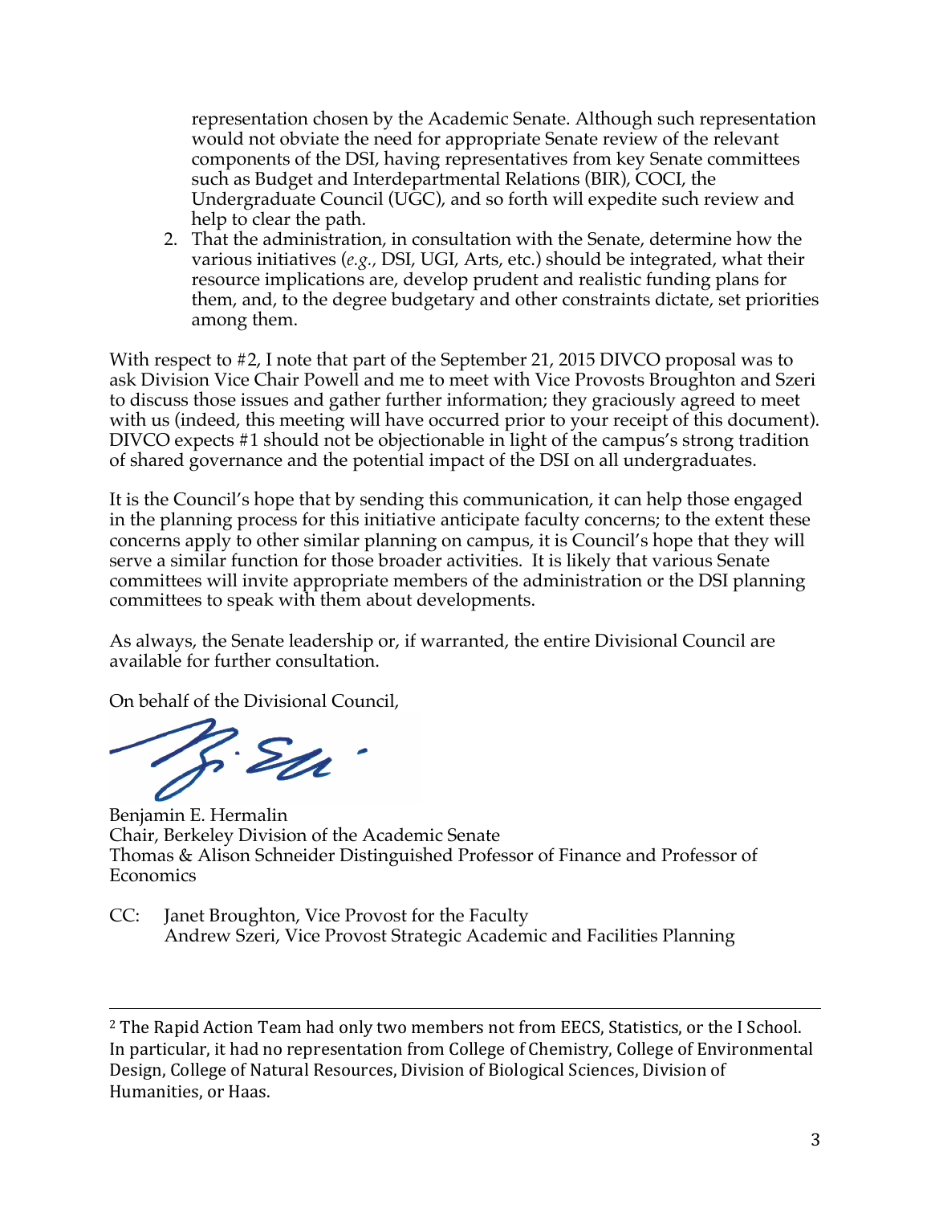representation chosen by the Academic Senate. Although such representation would not obviate the need for appropriate Senate review of the relevant components of the DSI, having representatives from key Senate committees such as Budget and Interdepartmental Relations (BIR), COCI, the Undergraduate Council (UGC), and so forth will expedite such review and help to clear the path.

2. That the administration, in consultation with the Senate, determine how the various initiatives (*e.g.*, DSI, UGI, Arts, etc.) should be integrated, what their resource implications are, develop prudent and realistic funding plans for them, and, to the degree budgetary and other constraints dictate, set priorities among them.

With respect to #2, I note that part of the September 21, 2015 DIVCO proposal was to ask Division Vice Chair Powell and me to meet with Vice Provosts Broughton and Szeri to discuss those issues and gather further information; they graciously agreed to meet with us (indeed, this meeting will have occurred prior to your receipt of this document). DIVCO expects #1 should not be objectionable in light of the campus's strong tradition of shared governance and the potential impact of the DSI on all undergraduates.

It is the Council's hope that by sending this communication, it can help those engaged in the planning process for this initiative anticipate faculty concerns; to the extent these concerns apply to other similar planning on campus, it is Council's hope that they will serve a similar function for those broader activities. It is likely that various Senate committees will invite appropriate members of the administration or the DSI planning committees to speak with them about developments.

As always, the Senate leadership or, if warranted, the entire Divisional Council are available for further consultation.

On behalf of the Divisional Council,

Benjamin E. Hermalin
Chair, Berkeley Division of the Academic Senate
Thomas & Alison Schneider Distinguished Professor of Finance and Professor of Economics

CC: Janet Broughton, Vice Provost for the Faculty
Andrew Szeri, Vice Provost Strategic Academic and Facilities Planning

---

[2] The Rapid Action Team had only two members not from EECS, Statistics, or the I School. In particular, it had no representation from College of Chemistry, College of Environmental Design, College of Natural Resources, Division of Biological Sciences, Division of Humanities, or Haas.